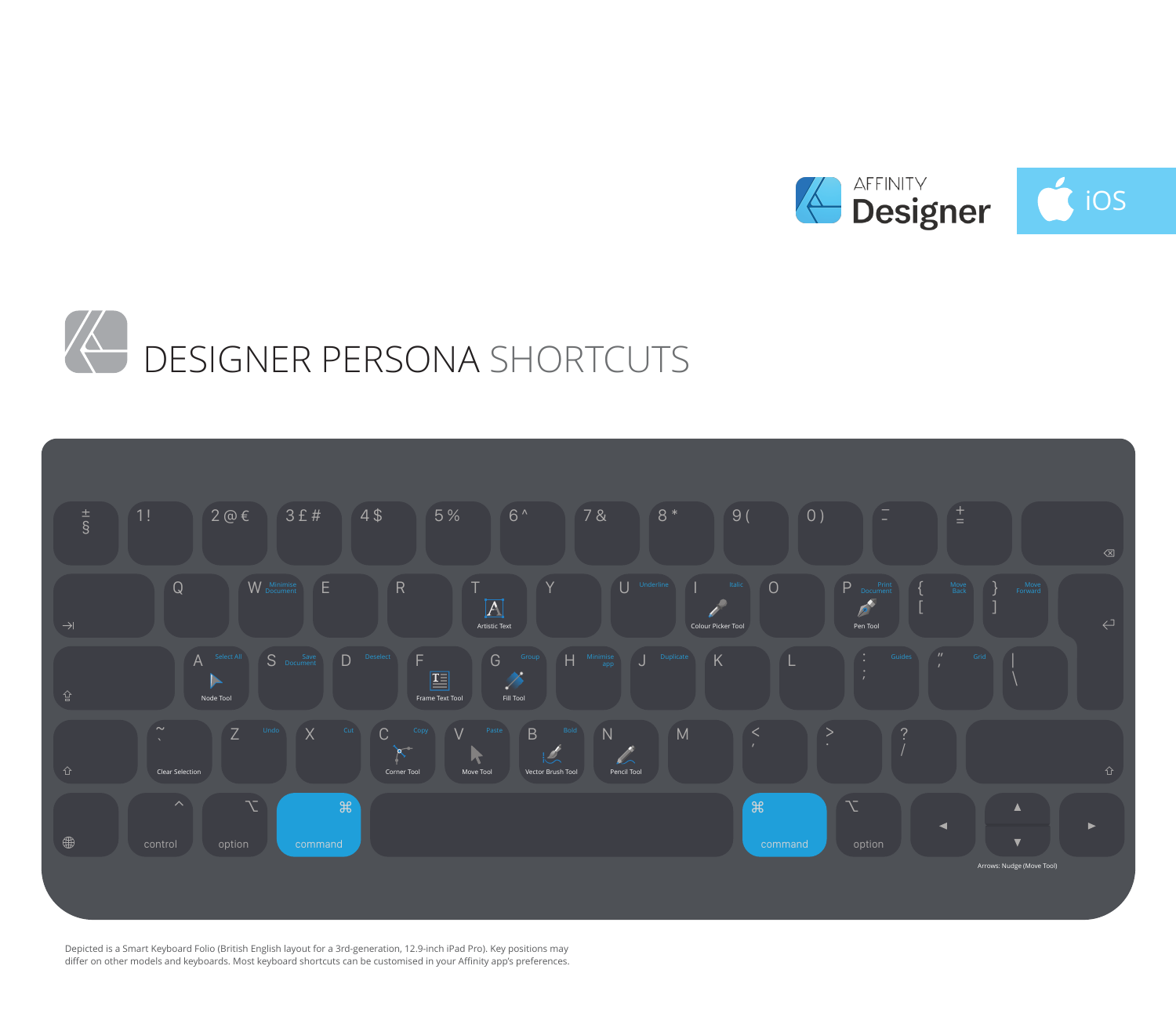AFFINITY Designer

iOS

# DESIGNER PERSONA SHORTCUTS

| Key | Shortcut (with command) | Tool (key alone) |
|---|---|---|
| W | Minimise Document | |
| T | | Artistic Text |
| U | Underline | |
| I | Italic | Colour Picker Tool |
| P | Print Document | Pen Tool |
| [ | Move Back | |
| ] | Move Forward | |
| A | Select All | Node Tool |
| S | Save Document | |
| D | Deselect | |
| F | | Frame Text Tool |
| G | Group | Fill Tool |
| H | Minimise app | |
| J | Duplicate | |
| ; | Guides | |
| ' | Grid | |
| ` | | Clear Selection |
| Z | Undo | |
| X | Cut | |
| C | Copy | Corner Tool |
| V | Paste | Move Tool |
| B | Bold | Vector Brush Tool |
| N | | Pencil Tool |

Arrows: Nudge (Move Tool)

Depicted is a Smart Keyboard Folio (British English layout for a 3rd-generation, 12.9-inch iPad Pro). Key positions may differ on other models and keyboards. Most keyboard shortcuts can be customised in your Affinity app's preferences.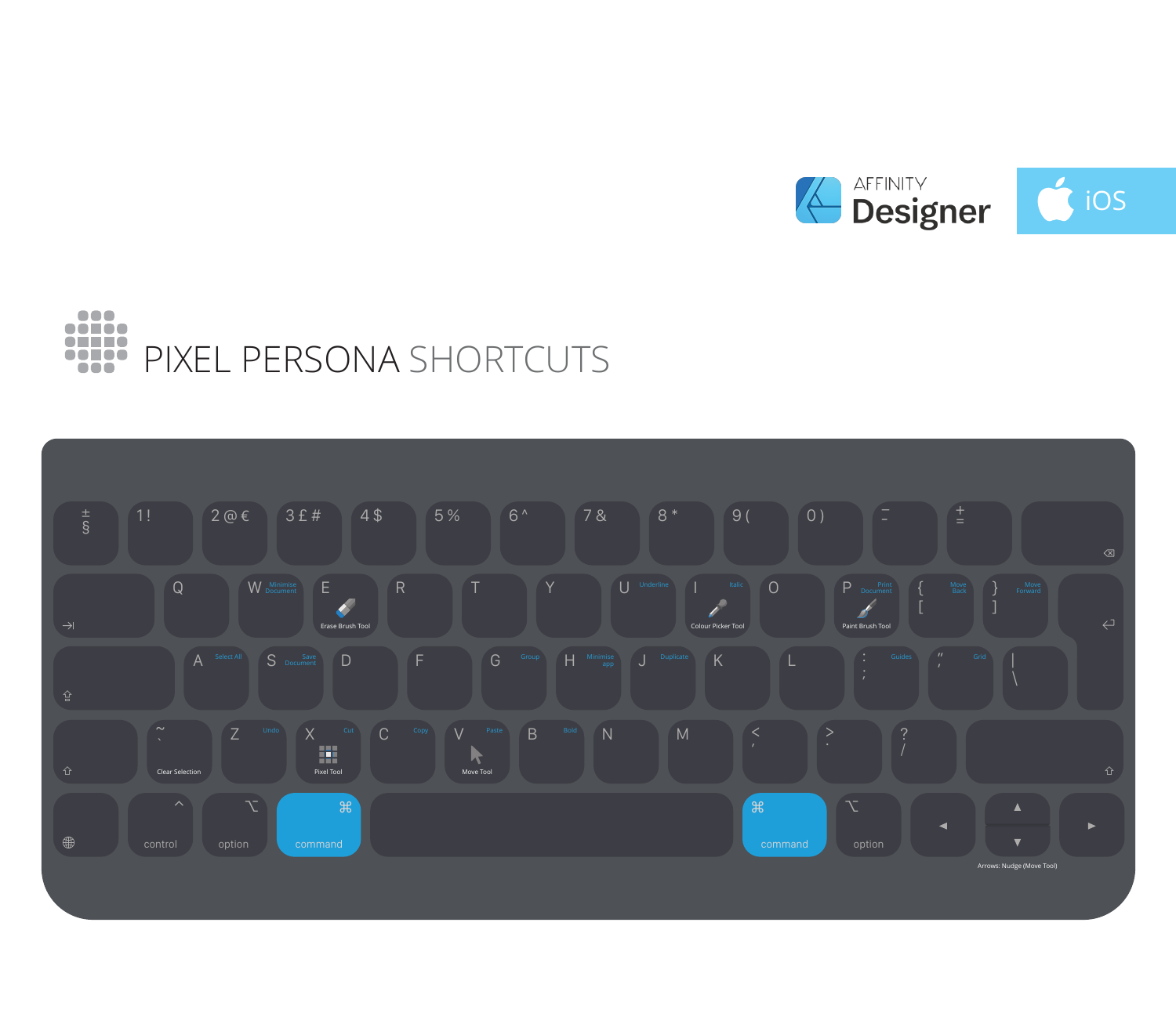AFFINITY **Designer** iOS

# PIXEL PERSONA SHORTCUTS

| Key | Shortcut |
|---|---|
| W | Minimise Document |
| E | Erase Brush Tool |
| U | Underline |
| I | Italic / Colour Picker Tool |
| P | Print Document / Paint Brush Tool |
| { [ | Move Back |
| } ] | Move Forward |
| A | Select All |
| S | Save Document |
| G | Group |
| H | Minimise app |
| J | Duplicate |
| : ; | Guides |
| " ' | Grid |
| ~ ` | Clear Selection |
| Z | Undo |
| X | Cut / Pixel Tool |
| C | Copy |
| V | Paste / Move Tool |
| B | Bold |

Arrows: Nudge (Move Tool)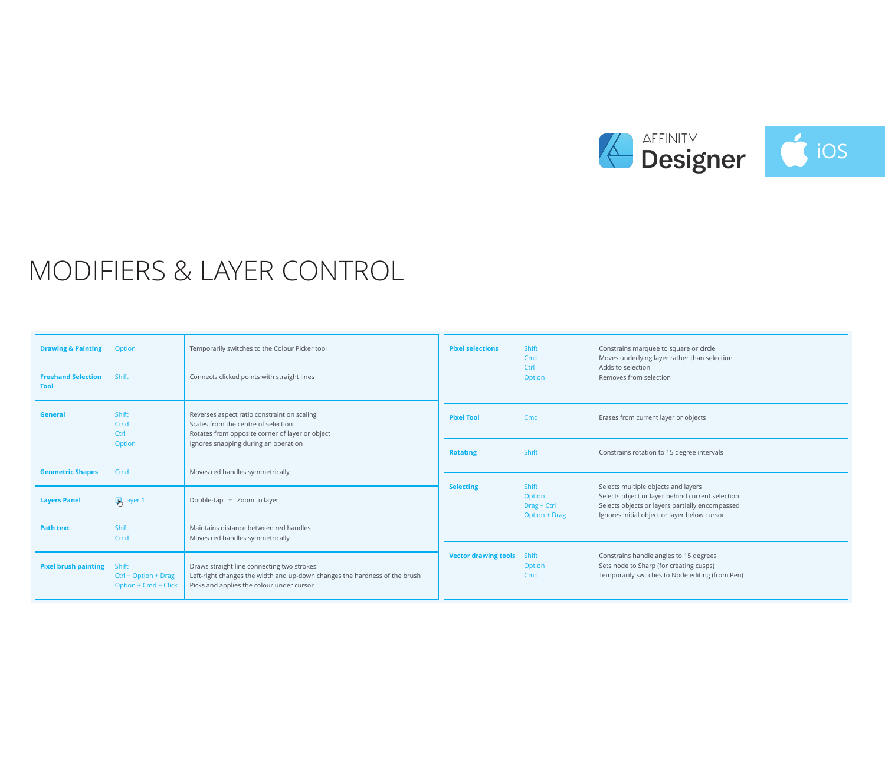AFFINITY Designer | iOS

# MODIFIERS & LAYER CONTROL

| | | |
|---|---|---|
| **Drawing & Painting** | Option | Temporarily switches to the Colour Picker tool |
| **Freehand Selection Tool** | Shift | Connects clicked points with straight lines |
| **General** | Shift<br>Cmd<br>Ctrl<br>Option | Reverses aspect ratio constraint on scaling<br>Scales from the centre of selection<br>Rotates from opposite corner of layer or object<br>Ignores snapping during an operation |
| **Geometric Shapes** | Cmd | Moves red handles symmetrically |
| **Layers Panel** | Layer 1 | Double-tap = Zoom to layer |
| **Path text** | Shift<br>Cmd | Maintains distance between red handles<br>Moves red handles symmetrically |
| **Pixel brush painting** | Shift<br>Ctrl + Option + Drag<br>Option + Cmd + Click | Draws straight line connecting two strokes<br>Left-right changes the width and up-down changes the hardness of the brush<br>Picks and applies the colour under cursor |
| **Pixel selections** | Shift<br>Cmd<br>Ctrl<br>Option | Constrains marquee to square or circle<br>Moves underlying layer rather than selection<br>Adds to selection<br>Removes from selection |
| **Pixel Tool** | Cmd | Erases from current layer or objects |
| **Rotating** | Shift | Constrains rotation to 15 degree intervals |
| **Selecting** | Shift<br>Option<br>Drag + Ctrl<br>Option + Drag | Selects multiple objects and layers<br>Selects object or layer behind current selection<br>Selects objects or layers partially encompassed<br>Ignores initial object or layer below cursor |
| **Vector drawing tools** | Shift<br>Option<br>Cmd | Constrains handle angles to 15 degrees<br>Sets node to Sharp (for creating cusps)<br>Temporarily switches to Node editing (from Pen) |